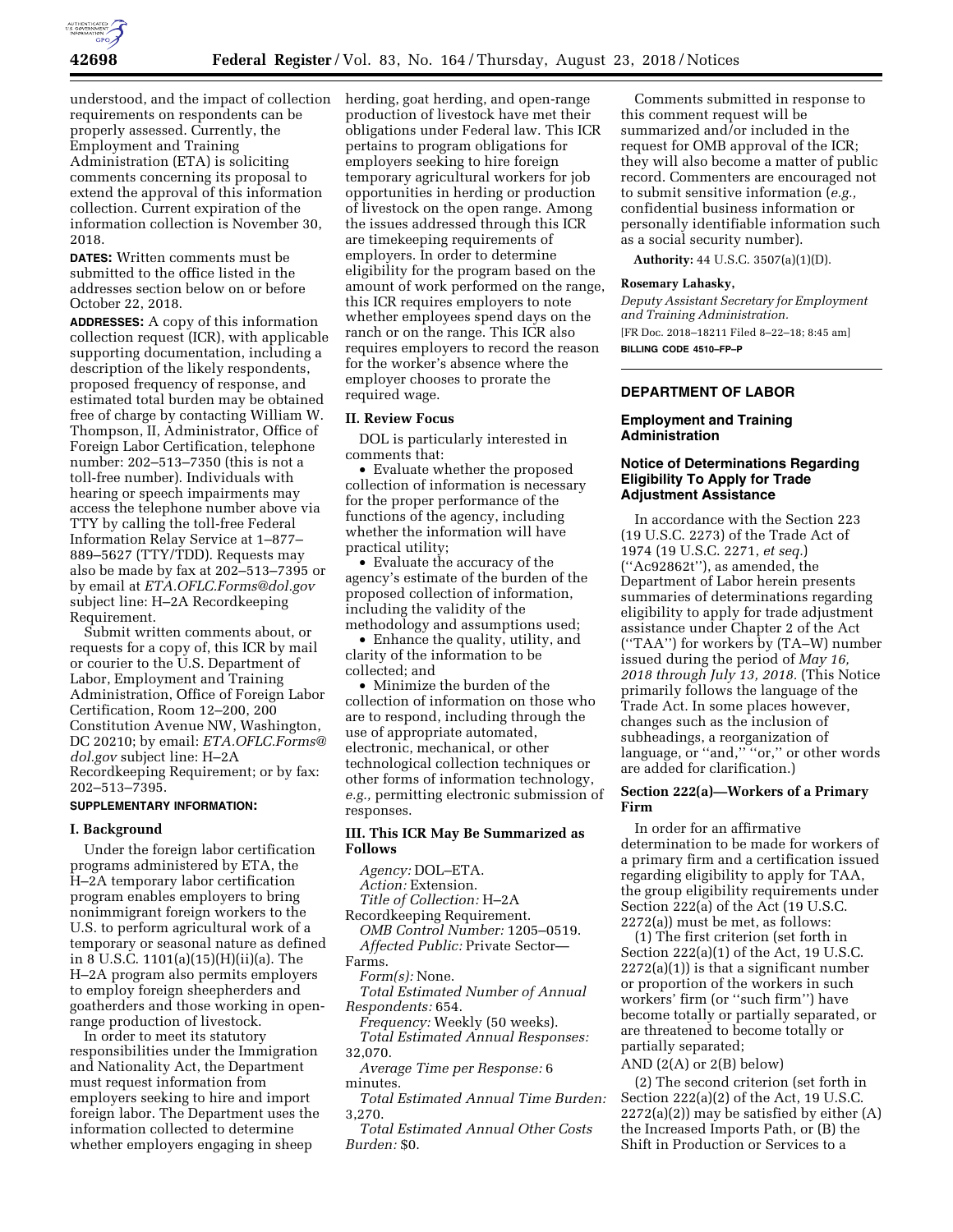understood, and the impact of collection requirements on respondents can be properly assessed. Currently, the Employment and Training Administration (ETA) is soliciting comments concerning its proposal to extend the approval of this information collection. Current expiration of the information collection is November 30, 2018.

**DATES:** Written comments must be submitted to the office listed in the addresses section below on or before October 22, 2018.

**ADDRESSES:** A copy of this information collection request (ICR), with applicable supporting documentation, including a description of the likely respondents, proposed frequency of response, and estimated total burden may be obtained free of charge by contacting William W. Thompson, II, Administrator, Office of Foreign Labor Certification, telephone number: 202–513–7350 (this is not a toll-free number). Individuals with hearing or speech impairments may access the telephone number above via TTY by calling the toll-free Federal Information Relay Service at 1–877–889–5627 (TTY/TDD). Requests may also be made by fax at 202–513–7395 or by email at *ETA.OFLC.Forms@dol.gov* subject line: H–2A Recordkeeping Requirement.

Submit written comments about, or requests for a copy of, this ICR by mail or courier to the U.S. Department of Labor, Employment and Training Administration, Office of Foreign Labor Certification, Room 12–200, 200 Constitution Avenue NW, Washington, DC 20210; by email: *ETA.OFLC.Forms@dol.gov* subject line: H–2A Recordkeeping Requirement; or by fax: 202–513–7395.

**SUPPLEMENTARY INFORMATION:**

## I. Background

Under the foreign labor certification programs administered by ETA, the H–2A temporary labor certification program enables employers to bring nonimmigrant foreign workers to the U.S. to perform agricultural work of a temporary or seasonal nature as defined in 8 U.S.C. 1101(a)(15)(H)(ii)(a). The H–2A program also permits employers to employ foreign sheepherders and goatherders and those working in open-range production of livestock.

In order to meet its statutory responsibilities under the Immigration and Nationality Act, the Department must request information from employers seeking to hire and import foreign labor. The Department uses the information collected to determine whether employers engaging in sheep herding, goat herding, and open-range production of livestock have met their obligations under Federal law. This ICR pertains to program obligations for employers seeking to hire foreign temporary agricultural workers for job opportunities in herding or production of livestock on the open range. Among the issues addressed through this ICR are timekeeping requirements of employers. In order to determine eligibility for the program based on the amount of work performed on the range, this ICR requires employers to note whether employees spend days on the ranch or on the range. This ICR also requires employers to record the reason for the worker's absence where the employer chooses to prorate the required wage.

## II. Review Focus

DOL is particularly interested in comments that:

- Evaluate whether the proposed collection of information is necessary for the proper performance of the functions of the agency, including whether the information will have practical utility;
- Evaluate the accuracy of the agency's estimate of the burden of the proposed collection of information, including the validity of the methodology and assumptions used;
- Enhance the quality, utility, and clarity of the information to be collected; and
- Minimize the burden of the collection of information on those who are to respond, including through the use of appropriate automated, electronic, mechanical, or other technological collection techniques or other forms of information technology, *e.g.,* permitting electronic submission of responses.

## III. This ICR May Be Summarized as Follows

*Agency:* DOL–ETA.
*Action:* Extension.
*Title of Collection:* H–2A Recordkeeping Requirement.
*OMB Control Number:* 1205–0519.
*Affected Public:* Private Sector—Farms.
*Form(s):* None.
*Total Estimated Number of Annual Respondents:* 654.
*Frequency:* Weekly (50 weeks).
*Total Estimated Annual Responses:* 32,070.
*Average Time per Response:* 6 minutes.
*Total Estimated Annual Time Burden:* 3,270.
*Total Estimated Annual Other Costs Burden:* $0.

Comments submitted in response to this comment request will be summarized and/or included in the request for OMB approval of the ICR; they will also become a matter of public record. Commenters are encouraged not to submit sensitive information (*e.g.,* confidential business information or personally identifiable information such as a social security number).

**Authority:** 44 U.S.C. 3507(a)(1)(D).

**Rosemary Lahasky,**
*Deputy Assistant Secretary for Employment and Training Administration.*

[FR Doc. 2018–18211 Filed 8–22–18; 8:45 am]

**BILLING CODE 4510–FP–P**

---

# DEPARTMENT OF LABOR

## Employment and Training Administration

## Notice of Determinations Regarding Eligibility To Apply for Trade Adjustment Assistance

In accordance with the Section 223 (19 U.S.C. 2273) of the Trade Act of 1974 (19 U.S.C. 2271, *et seq.*) (''Ac92862t''), as amended, the Department of Labor herein presents summaries of determinations regarding eligibility to apply for trade adjustment assistance under Chapter 2 of the Act (''TAA'') for workers by (TA–W) number issued during the period of *May 16, 2018 through July 13, 2018.* (This Notice primarily follows the language of the Trade Act. In some places however, changes such as the inclusion of subheadings, a reorganization of language, or ''and,'' ''or,'' or other words are added for clarification.)

### Section 222(a)—Workers of a Primary Firm

In order for an affirmative determination to be made for workers of a primary firm and a certification issued regarding eligibility to apply for TAA, the group eligibility requirements under Section 222(a) of the Act (19 U.S.C. 2272(a)) must be met, as follows:

(1) The first criterion (set forth in Section 222(a)(1) of the Act, 19 U.S.C. 2272(a)(1)) is that a significant number or proportion of the workers in such workers' firm (or ''such firm'') have become totally or partially separated, or are threatened to become totally or partially separated;

AND (2(A) or 2(B) below)

(2) The second criterion (set forth in Section 222(a)(2) of the Act, 19 U.S.C. 2272(a)(2)) may be satisfied by either (A) the Increased Imports Path, or (B) the Shift in Production or Services to a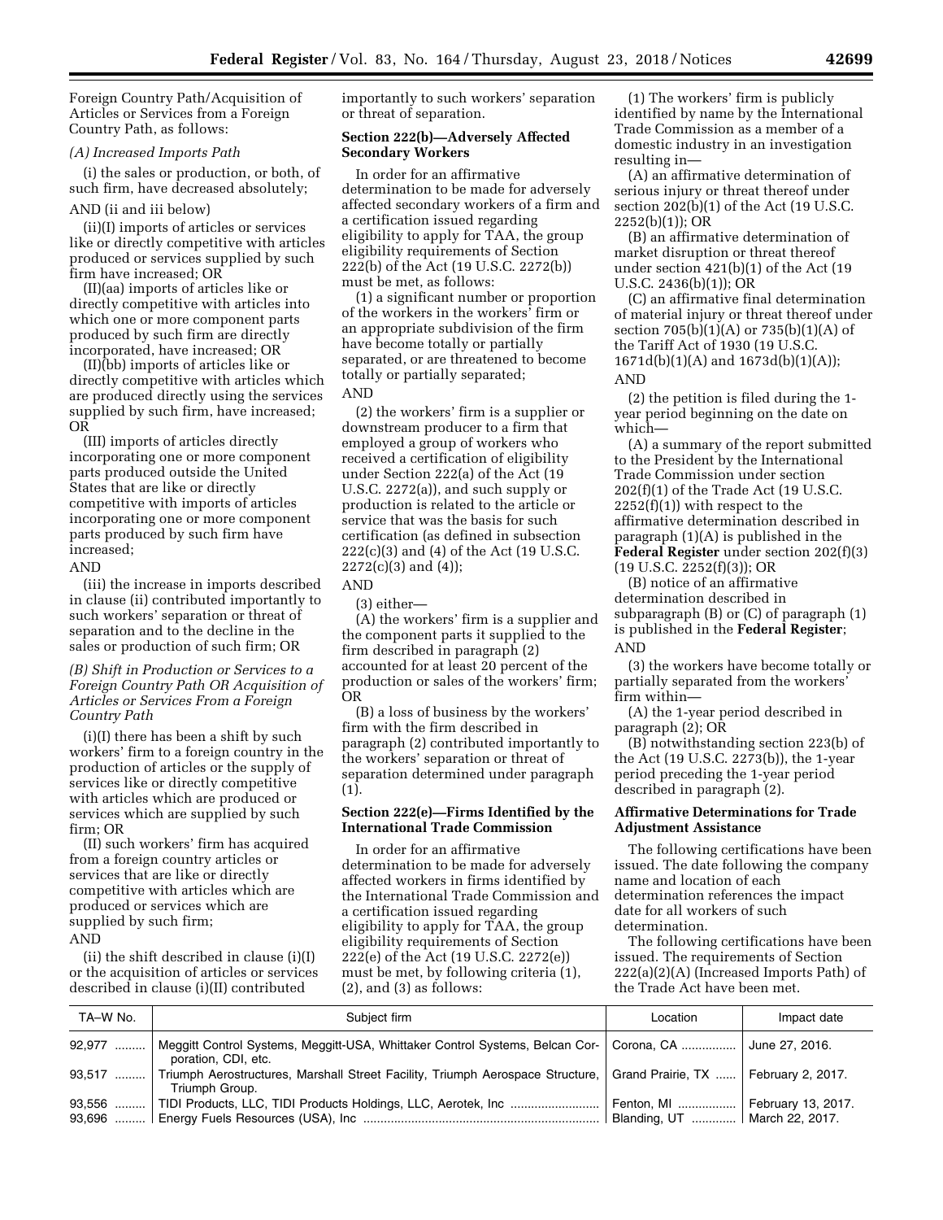Foreign Country Path/Acquisition of Articles or Services from a Foreign Country Path, as follows:

*(A) Increased Imports Path*

(i) the sales or production, or both, of such firm, have decreased absolutely;

AND (ii and iii below)

(ii)(I) imports of articles or services like or directly competitive with articles produced or services supplied by such firm have increased; OR

(II)(aa) imports of articles like or directly competitive with articles into which one or more component parts produced by such firm are directly incorporated, have increased; OR

(II)(bb) imports of articles like or directly competitive with articles which are produced directly using the services supplied by such firm, have increased; OR

(III) imports of articles directly incorporating one or more component parts produced outside the United States that are like or directly competitive with imports of articles incorporating one or more component parts produced by such firm have increased;

AND

(iii) the increase in imports described in clause (ii) contributed importantly to such workers' separation or threat of separation and to the decline in the sales or production of such firm; OR

*(B) Shift in Production or Services to a Foreign Country Path OR Acquisition of Articles or Services From a Foreign Country Path*

(i)(I) there has been a shift by such workers' firm to a foreign country in the production of articles or the supply of services like or directly competitive with articles which are produced or services which are supplied by such firm; OR

(II) such workers' firm has acquired from a foreign country articles or services that are like or directly competitive with articles which are produced or services which are supplied by such firm;

AND

(ii) the shift described in clause (i)(I) or the acquisition of articles or services described in clause (i)(II) contributed importantly to such workers' separation or threat of separation.

**Section 222(b)—Adversely Affected Secondary Workers**

In order for an affirmative determination to be made for adversely affected secondary workers of a firm and a certification issued regarding eligibility to apply for TAA, the group eligibility requirements of Section 222(b) of the Act (19 U.S.C. 2272(b)) must be met, as follows:

(1) a significant number or proportion of the workers in the workers' firm or an appropriate subdivision of the firm have become totally or partially separated, or are threatened to become totally or partially separated;

AND

(2) the workers' firm is a supplier or downstream producer to a firm that employed a group of workers who received a certification of eligibility under Section 222(a) of the Act (19 U.S.C. 2272(a)), and such supply or production is related to the article or service that was the basis for such certification (as defined in subsection 222(c)(3) and (4) of the Act (19 U.S.C. 2272(c)(3) and (4));

AND

(3) either—

(A) the workers' firm is a supplier and the component parts it supplied to the firm described in paragraph (2) accounted for at least 20 percent of the production or sales of the workers' firm; OR

(B) a loss of business by the workers' firm with the firm described in paragraph (2) contributed importantly to the workers' separation or threat of separation determined under paragraph (1).

**Section 222(e)—Firms Identified by the International Trade Commission**

In order for an affirmative determination to be made for adversely affected workers in firms identified by the International Trade Commission and a certification issued regarding eligibility to apply for TAA, the group eligibility requirements of Section 222(e) of the Act (19 U.S.C. 2272(e)) must be met, by following criteria (1), (2), and (3) as follows:

(1) The workers' firm is publicly identified by name by the International Trade Commission as a member of a domestic industry in an investigation resulting in—

(A) an affirmative determination of serious injury or threat thereof under section 202(b)(1) of the Act (19 U.S.C. 2252(b)(1)); OR

(B) an affirmative determination of market disruption or threat thereof under section 421(b)(1) of the Act (19 U.S.C. 2436(b)(1)); OR

(C) an affirmative final determination of material injury or threat thereof under section 705(b)(1)(A) or 735(b)(1)(A) of the Tariff Act of 1930 (19 U.S.C. 1671d(b)(1)(A) and 1673d(b)(1)(A));

AND

(2) the petition is filed during the 1-year period beginning on the date on which—

(A) a summary of the report submitted to the President by the International Trade Commission under section 202(f)(1) of the Trade Act (19 U.S.C. 2252(f)(1)) with respect to the affirmative determination described in paragraph (1)(A) is published in the **Federal Register** under section 202(f)(3) (19 U.S.C. 2252(f)(3)); OR

(B) notice of an affirmative determination described in subparagraph (B) or (C) of paragraph (1) is published in the **Federal Register**;

AND

(3) the workers have become totally or partially separated from the workers' firm within—

(A) the 1-year period described in paragraph (2); OR

(B) notwithstanding section 223(b) of the Act (19 U.S.C. 2273(b)), the 1-year period preceding the 1-year period described in paragraph (2).

**Affirmative Determinations for Trade Adjustment Assistance**

The following certifications have been issued. The date following the company name and location of each determination references the impact date for all workers of such determination.

The following certifications have been issued. The requirements of Section 222(a)(2)(A) (Increased Imports Path) of the Trade Act have been met.

| TA–W No. | Subject firm | Location | Impact date |
|---|---|---|---|
| 92,977 | Meggitt Control Systems, Meggitt-USA, Whittaker Control Systems, Belcan Corporation, CDI, etc. | Corona, CA | June 27, 2016. |
| 93,517 | Triumph Aerostructures, Marshall Street Facility, Triumph Aerospace Structure, Triumph Group. | Grand Prairie, TX | February 2, 2017. |
| 93,556 | TIDI Products, LLC, TIDI Products Holdings, LLC, Aerotek, Inc | Fenton, MI | February 13, 2017. |
| 93,696 | Energy Fuels Resources (USA), Inc | Blanding, UT | March 22, 2017. |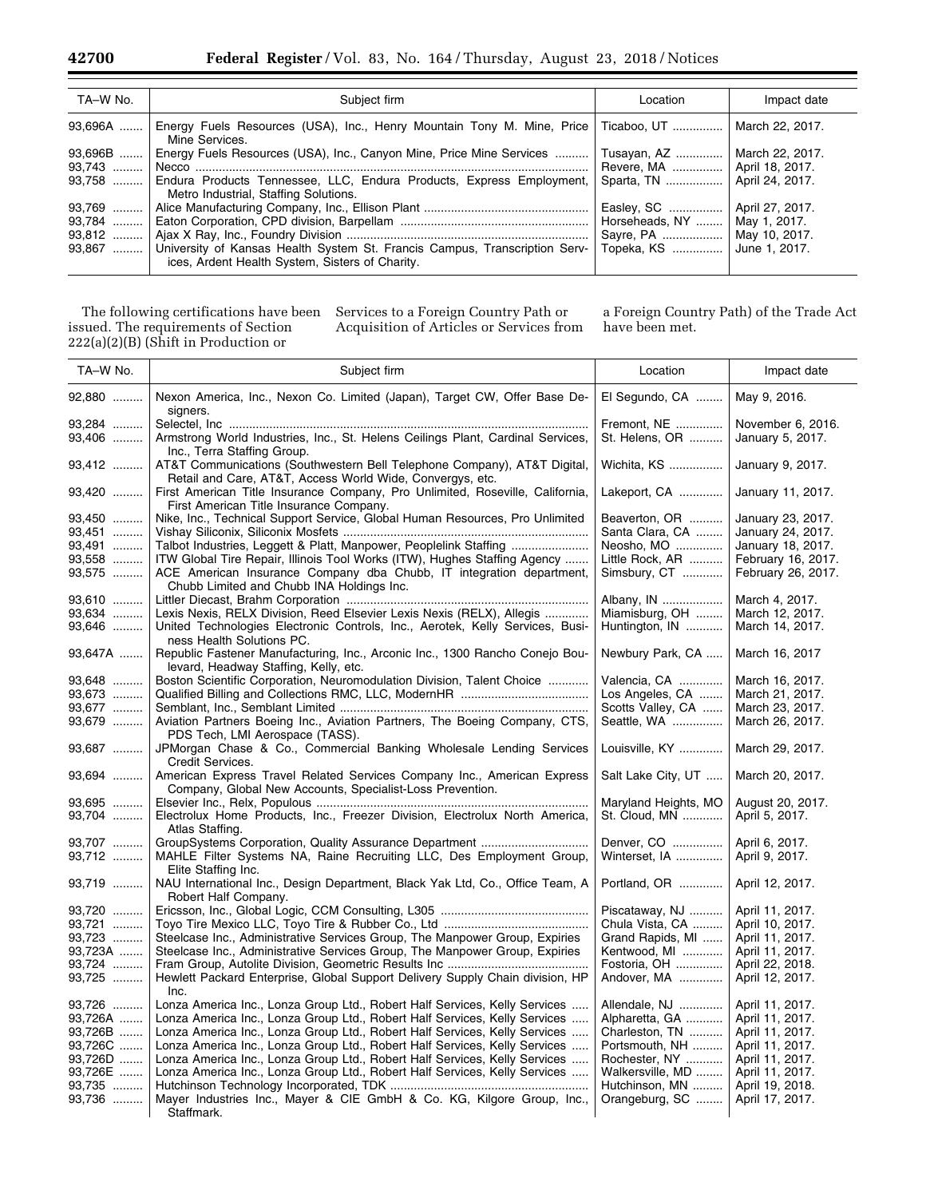| TA–W No. | Subject firm | Location | Impact date |
|---|---|---|---|
| 93,696A | Energy Fuels Resources (USA), Inc., Henry Mountain Tony M. Mine, Price Mine Services. | Ticaboo, UT | March 22, 2017. |
| 93,696B | Energy Fuels Resources (USA), Inc., Canyon Mine, Price Mine Services | Tusayan, AZ | March 22, 2017. |
| 93,743 | Necco | Revere, MA | April 18, 2017. |
| 93,758 | Endura Products Tennessee, LLC, Endura Products, Express Employment, Metro Industrial, Staffing Solutions. | Sparta, TN | April 24, 2017. |
| 93,769 | Alice Manufacturing Company, Inc., Ellison Plant | Easley, SC | April 27, 2017. |
| 93,784 | Eaton Corporation, CPD division, Barpellam | Horseheads, NY | May 1, 2017. |
| 93,812 | Ajax X Ray, Inc., Foundry Division | Sayre, PA | May 10, 2017. |
| 93,867 | University of Kansas Health System St. Francis Campus, Transcription Services, Ardent Health System, Sisters of Charity. | Topeka, KS | June 1, 2017. |

The following certifications have been issued. The requirements of Section 222(a)(2)(B) (Shift in Production or Services to a Foreign Country Path or Acquisition of Articles or Services from a Foreign Country Path) of the Trade Act have been met.

| TA–W No. | Subject firm | Location | Impact date |
|---|---|---|---|
| 92,880 | Nexon America, Inc., Nexon Co. Limited (Japan), Target CW, Offer Base Designers. | El Segundo, CA | May 9, 2016. |
| 93,284 | Selectel, Inc | Fremont, NE | November 6, 2016. |
| 93,406 | Armstrong World Industries, Inc., St. Helens Ceilings Plant, Cardinal Services, Inc., Terra Staffing Group. | St. Helens, OR | January 5, 2017. |
| 93,412 | AT&T Communications (Southwestern Bell Telephone Company), AT&T Digital, Retail and Care, AT&T, Access World Wide, Convergys, etc. | Wichita, KS | January 9, 2017. |
| 93,420 | First American Title Insurance Company, Pro Unlimited, Roseville, California, First American Title Insurance Company. | Lakeport, CA | January 11, 2017. |
| 93,450 | Nike, Inc., Technical Support Service, Global Human Resources, Pro Unlimited | Beaverton, OR | January 23, 2017. |
| 93,451 | Vishay Siliconix, Siliconix Mosfets | Santa Clara, CA | January 24, 2017. |
| 93,491 | Talbot Industries, Leggett & Platt, Manpower, Peoplelink Staffing | Neosho, MO | January 18, 2017. |
| 93,558 | ITW Global Tire Repair, Illinois Tool Works (ITW), Hughes Staffing Agency | Little Rock, AR | February 16, 2017. |
| 93,575 | ACE American Insurance Company dba Chubb, IT integration department, Chubb Limited and Chubb INA Holdings Inc. | Simsbury, CT | February 26, 2017. |
| 93,610 | Littler Diecast, Brahm Corporation | Albany, IN | March 4, 2017. |
| 93,634 | Lexis Nexis, RELX Division, Reed Elsevier Lexis Nexis (RELX), Allegis | Miamisburg, OH | March 12, 2017. |
| 93,646 | United Technologies Electronic Controls, Inc., Aerotek, Kelly Services, Business Health Solutions PC. | Huntington, IN | March 14, 2017. |
| 93,647A | Republic Fastener Manufacturing, Inc., Arconic Inc., 1300 Rancho Conejo Boulevard, Headway Staffing, Kelly, etc. | Newbury Park, CA | March 16, 2017 |
| 93,648 | Boston Scientific Corporation, Neuromodulation Division, Talent Choice | Valencia, CA | March 16, 2017. |
| 93,673 | Qualified Billing and Collections RMC, LLC, ModernHR | Los Angeles, CA | March 21, 2017. |
| 93,677 | Semblant, Inc., Semblant Limited | Scotts Valley, CA | March 23, 2017. |
| 93,679 | Aviation Partners Boeing Inc., Aviation Partners, The Boeing Company, CTS, PDS Tech, LMI Aerospace (TASS). | Seattle, WA | March 26, 2017. |
| 93,687 | JPMorgan Chase & Co., Commercial Banking Wholesale Lending Services Credit Services. | Louisville, KY | March 29, 2017. |
| 93,694 | American Express Travel Related Services Company Inc., American Express Company, Global New Accounts, Specialist-Loss Prevention. | Salt Lake City, UT | March 20, 2017. |
| 93,695 | Elsevier Inc., Relx, Populous | Maryland Heights, MO | August 20, 2017. |
| 93,704 | Electrolux Home Products, Inc., Freezer Division, Electrolux North America, Atlas Staffing. | St. Cloud, MN | April 5, 2017. |
| 93,707 | GroupSystems Corporation, Quality Assurance Department | Denver, CO | April 6, 2017. |
| 93,712 | MAHLE Filter Systems NA, Raine Recruiting LLC, Des Employment Group, Elite Staffing Inc. | Winterset, IA | April 9, 2017. |
| 93,719 | NAU International Inc., Design Department, Black Yak Ltd, Co., Office Team, A Robert Half Company. | Portland, OR | April 12, 2017. |
| 93,720 | Ericsson, Inc., Global Logic, CCM Consulting, L305 | Piscataway, NJ | April 11, 2017. |
| 93,721 | Toyo Tire Mexico LLC, Toyo Tire & Rubber Co., Ltd | Chula Vista, CA | April 10, 2017. |
| 93,723 | Steelcase Inc., Administrative Services Group, The Manpower Group, Expiries | Grand Rapids, MI | April 11, 2017. |
| 93,723A | Steelcase Inc., Administrative Services Group, The Manpower Group, Expiries | Kentwood, MI | April 11, 2017. |
| 93,724 | Fram Group, Autolite Division, Geometric Results Inc | Fostoria, OH | April 22, 2018. |
| 93,725 | Hewlett Packard Enterprise, Global Support Delivery Supply Chain division, HP Inc. | Andover, MA | April 12, 2017. |
| 93,726 | Lonza America Inc., Lonza Group Ltd., Robert Half Services, Kelly Services | Allendale, NJ | April 11, 2017. |
| 93,726A | Lonza America Inc., Lonza Group Ltd., Robert Half Services, Kelly Services | Alpharetta, GA | April 11, 2017. |
| 93,726B | Lonza America Inc., Lonza Group Ltd., Robert Half Services, Kelly Services | Charleston, TN | April 11, 2017. |
| 93,726C | Lonza America Inc., Lonza Group Ltd., Robert Half Services, Kelly Services | Portsmouth, NH | April 11, 2017. |
| 93,726D | Lonza America Inc., Lonza Group Ltd., Robert Half Services, Kelly Services | Rochester, NY | April 11, 2017. |
| 93,726E | Lonza America Inc., Lonza Group Ltd., Robert Half Services, Kelly Services | Walkersville, MD | April 11, 2017. |
| 93,735 | Hutchinson Technology Incorporated, TDK | Hutchinson, MN | April 19, 2018. |
| 93,736 | Mayer Industries Inc., Mayer & CIE GmbH & Co. KG, Kilgore Group, Inc., Staffmark. | Orangeburg, SC | April 17, 2017. |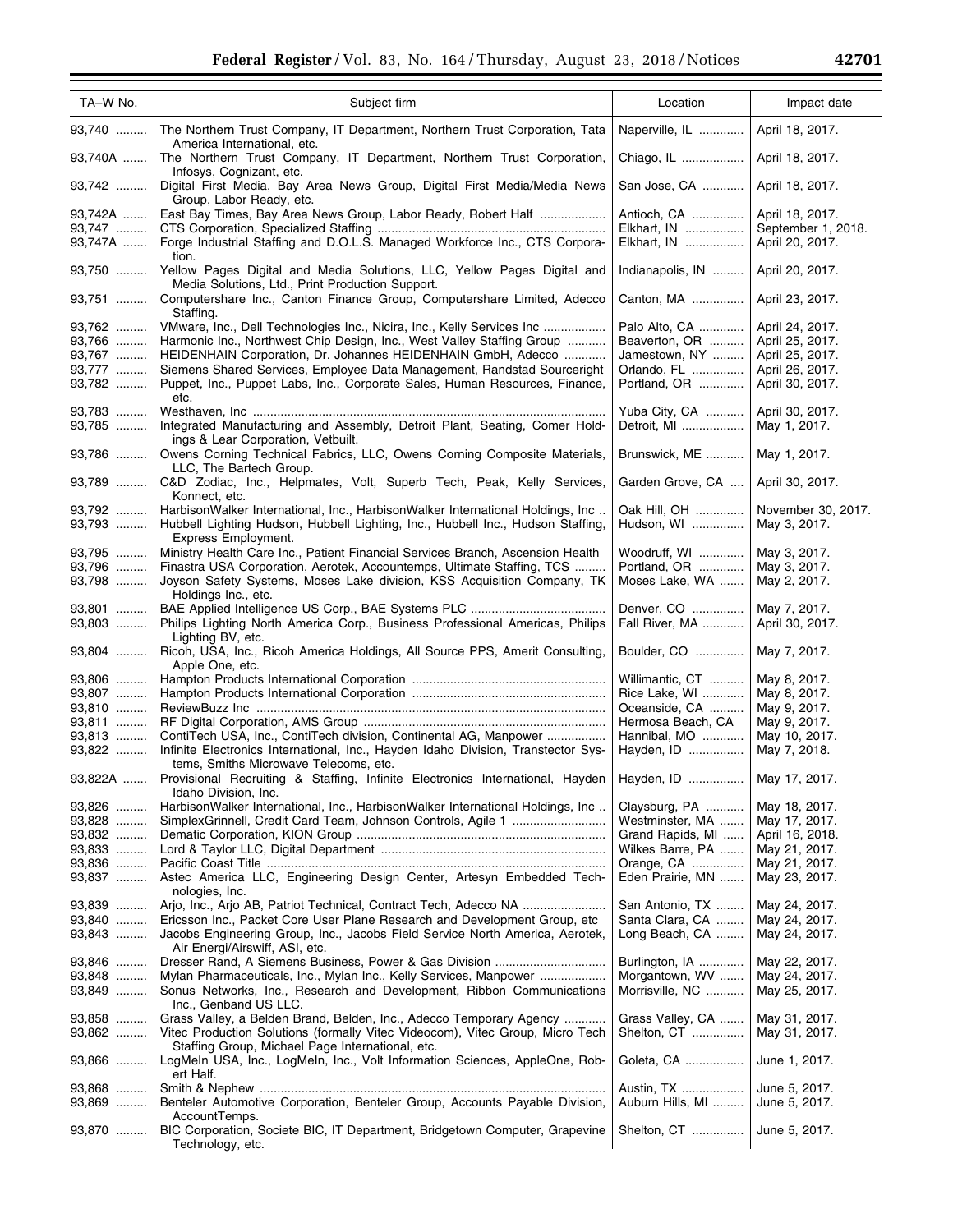| TA–W No. | Subject firm | Location | Impact date |
|---|---|---|---|
| 93,740 | The Northern Trust Company, IT Department, Northern Trust Corporation, Tata America International, etc. | Naperville, IL | April 18, 2017. |
| 93,740A | The Northern Trust Company, IT Department, Northern Trust Corporation, Infosys, Cognizant, etc. | Chiago, IL | April 18, 2017. |
| 93,742 | Digital First Media, Bay Area News Group, Digital First Media/Media News Group, Labor Ready, etc. | San Jose, CA | April 18, 2017. |
| 93,742A | East Bay Times, Bay Area News Group, Labor Ready, Robert Half | Antioch, CA | April 18, 2017. |
| 93,747 | CTS Corporation, Specialized Staffing | Elkhart, IN | September 1, 2018. |
| 93,747A | Forge Industrial Staffing and D.O.L.S. Managed Workforce Inc., CTS Corporation. | Elkhart, IN | April 20, 2017. |
| 93,750 | Yellow Pages Digital and Media Solutions, LLC, Yellow Pages Digital and Media Solutions, Ltd., Print Production Support. | Indianapolis, IN | April 20, 2017. |
| 93,751 | Computershare Inc., Canton Finance Group, Computershare Limited, Adecco Staffing. | Canton, MA | April 23, 2017. |
| 93,762 | VMware, Inc., Dell Technologies Inc., Nicira, Inc., Kelly Services Inc | Palo Alto, CA | April 24, 2017. |
| 93,766 | Harmonic Inc., Northwest Chip Design, Inc., West Valley Staffing Group | Beaverton, OR | April 25, 2017. |
| 93,767 | HEIDENHAIN Corporation, Dr. Johannes HEIDENHAIN GmbH, Adecco | Jamestown, NY | April 25, 2017. |
| 93,777 | Siemens Shared Services, Employee Data Management, Randstad Sourceright | Orlando, FL | April 26, 2017. |
| 93,782 | Puppet, Inc., Puppet Labs, Inc., Corporate Sales, Human Resources, Finance, etc. | Portland, OR | April 30, 2017. |
| 93,783 | Westhaven, Inc | Yuba City, CA | April 30, 2017. |
| 93,785 | Integrated Manufacturing and Assembly, Detroit Plant, Seating, Comer Holdings & Lear Corporation, Vetbuilt. | Detroit, MI | May 1, 2017. |
| 93,786 | Owens Corning Technical Fabrics, LLC, Owens Corning Composite Materials, LLC, The Bartech Group. | Brunswick, ME | May 1, 2017. |
| 93,789 | C&D Zodiac, Inc., Helpmates, Volt, Superb Tech, Peak, Kelly Services, Konnect, etc. | Garden Grove, CA | April 30, 2017. |
| 93,792 | HarbisonWalker International, Inc., HarbisonWalker International Holdings, Inc | Oak Hill, OH | November 30, 2017. |
| 93,793 | Hubbell Lighting Hudson, Hubbell Lighting, Inc., Hubbell Inc., Hudson Staffing, Express Employment. | Hudson, WI | May 3, 2017. |
| 93,795 | Ministry Health Care Inc., Patient Financial Services Branch, Ascension Health | Woodruff, WI | May 3, 2017. |
| 93,796 | Finastra USA Corporation, Aerotek, Accountemps, Ultimate Staffing, TCS | Portland, OR | May 3, 2017. |
| 93,798 | Joyson Safety Systems, Moses Lake division, KSS Acquisition Company, TK Holdings Inc., etc. | Moses Lake, WA | May 2, 2017. |
| 93,801 | BAE Applied Intelligence US Corp., BAE Systems PLC | Denver, CO | May 7, 2017. |
| 93,803 | Philips Lighting North America Corp., Business Professional Americas, Philips Lighting BV, etc. | Fall River, MA | April 30, 2017. |
| 93,804 | Ricoh, USA, Inc., Ricoh America Holdings, All Source PPS, Amerit Consulting, Apple One, etc. | Boulder, CO | May 7, 2017. |
| 93,806 | Hampton Products International Corporation | Willimantic, CT | May 8, 2017. |
| 93,807 | Hampton Products International Corporation | Rice Lake, WI | May 8, 2017. |
| 93,810 | ReviewBuzz Inc | Oceanside, CA | May 9, 2017. |
| 93,811 | RF Digital Corporation, AMS Group | Hermosa Beach, CA | May 9, 2017. |
| 93,813 | ContiTech USA, Inc., ContiTech division, Continental AG, Manpower | Hannibal, MO | May 10, 2017. |
| 93,822 | Infinite Electronics International, Inc., Hayden Idaho Division, Transtector Systems, Smiths Microwave Telecoms, etc. | Hayden, ID | May 7, 2018. |
| 93,822A | Provisional Recruiting & Staffing, Infinite Electronics International, Hayden Idaho Division, Inc. | Hayden, ID | May 17, 2017. |
| 93,826 | HarbisonWalker International, Inc., HarbisonWalker International Holdings, Inc | Claysburg, PA | May 18, 2017. |
| 93,828 | SimplexGrinnell, Credit Card Team, Johnson Controls, Agile 1 | Westminster, MA | May 17, 2017. |
| 93,832 | Dematic Corporation, KION Group | Grand Rapids, MI | April 16, 2018. |
| 93,833 | Lord & Taylor LLC, Digital Department | Wilkes Barre, PA | May 21, 2017. |
| 93,836 | Pacific Coast Title | Orange, CA | May 21, 2017. |
| 93,837 | Astec America LLC, Engineering Design Center, Artesyn Embedded Technologies, Inc. | Eden Prairie, MN | May 23, 2017. |
| 93,839 | Arjo, Inc., Arjo AB, Patriot Technical, Contract Tech, Adecco NA | San Antonio, TX | May 24, 2017. |
| 93,840 | Ericsson Inc., Packet Core User Plane Research and Development Group, etc | Santa Clara, CA | May 24, 2017. |
| 93,843 | Jacobs Engineering Group, Inc., Jacobs Field Service North America, Aerotek, Air Energi/Airswiff, ASI, etc. | Long Beach, CA | May 24, 2017. |
| 93,846 | Dresser Rand, A Siemens Business, Power & Gas Division | Burlington, IA | May 22, 2017. |
| 93,848 | Mylan Pharmaceuticals, Inc., Mylan Inc., Kelly Services, Manpower | Morgantown, WV | May 24, 2017. |
| 93,849 | Sonus Networks, Inc., Research and Development, Ribbon Communications Inc., Genband US LLC. | Morrisville, NC | May 25, 2017. |
| 93,858 | Grass Valley, a Belden Brand, Belden, Inc., Adecco Temporary Agency | Grass Valley, CA | May 31, 2017. |
| 93,862 | Vitec Production Solutions (formally Vitec Videocom), Vitec Group, Micro Tech Staffing Group, Michael Page International, etc. | Shelton, CT | May 31, 2017. |
| 93,866 | LogMeln USA, Inc., LogMeIn, Inc., Volt Information Sciences, AppleOne, Robert Half. | Goleta, CA | June 1, 2017. |
| 93,868 | Smith & Nephew | Austin, TX | June 5, 2017. |
| 93,869 | Benteler Automotive Corporation, Benteler Group, Accounts Payable Division, AccountTemps. | Auburn Hills, MI | June 5, 2017. |
| 93,870 | BIC Corporation, Societe BIC, IT Department, Bridgetown Computer, Grapevine Technology, etc. | Shelton, CT | June 5, 2017. |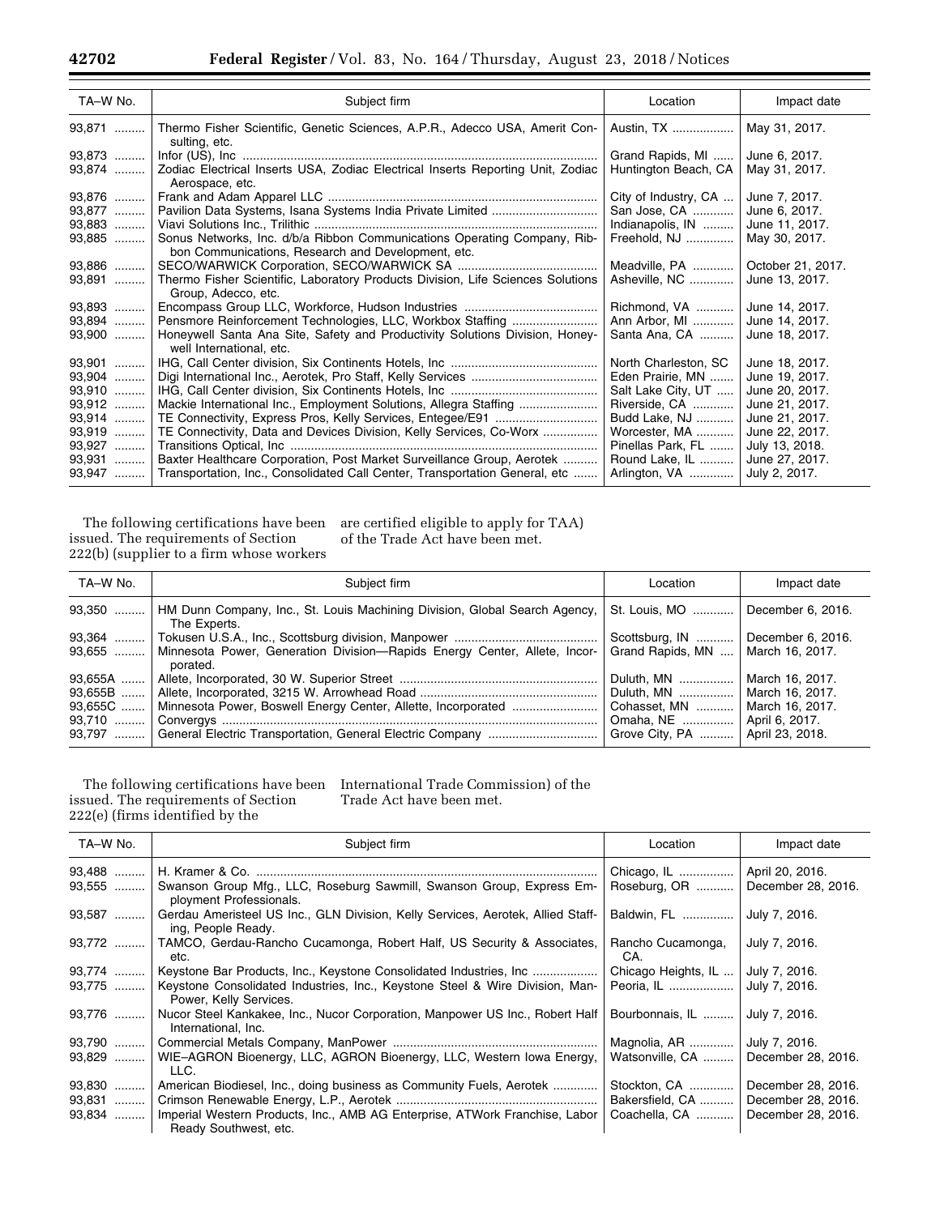| TA–W No. | Subject firm | Location | Impact date |
| --- | --- | --- | --- |
| 93,871 | Thermo Fisher Scientific, Genetic Sciences, A.P.R., Adecco USA, Amerit Consulting, etc. | Austin, TX | May 31, 2017. |
| 93,873 | Infor (US), Inc | Grand Rapids, MI | June 6, 2017. |
| 93,874 | Zodiac Electrical Inserts USA, Zodiac Electrical Inserts Reporting Unit, Zodiac Aerospace, etc. | Huntington Beach, CA | May 31, 2017. |
| 93,876 | Frank and Adam Apparel LLC | City of Industry, CA | June 7, 2017. |
| 93,877 | Pavilion Data Systems, Isana Systems India Private Limited | San Jose, CA | June 6, 2017. |
| 93,883 | Viavi Solutions Inc., Trilithic | Indianapolis, IN | June 11, 2017. |
| 93,885 | Sonus Networks, Inc. d/b/a Ribbon Communications Operating Company, Ribbon Communications, Research and Development, etc. | Freehold, NJ | May 30, 2017. |
| 93,886 | SECO/WARWICK Corporation, SECO/WARWICK SA | Meadville, PA | October 21, 2017. |
| 93,891 | Thermo Fisher Scientific, Laboratory Products Division, Life Sciences Solutions Group, Adecco, etc. | Asheville, NC | June 13, 2017. |
| 93,893 | Encompass Group LLC, Workforce, Hudson Industries | Richmond, VA | June 14, 2017. |
| 93,894 | Pensmore Reinforcement Technologies, LLC, Workbox Staffing | Ann Arbor, MI | June 14, 2017. |
| 93,900 | Honeywell Santa Ana Site, Safety and Productivity Solutions Division, Honeywell International, etc. | Santa Ana, CA | June 18, 2017. |
| 93,901 | IHG, Call Center division, Six Continents Hotels, Inc | North Charleston, SC | June 18, 2017. |
| 93,904 | Digi International Inc., Aerotek, Pro Staff, Kelly Services | Eden Prairie, MN | June 19, 2017. |
| 93,910 | IHG, Call Center division, Six Continents Hotels, Inc | Salt Lake City, UT | June 20, 2017. |
| 93,912 | Mackie International Inc., Employment Solutions, Allegra Staffing | Riverside, CA | June 21, 2017. |
| 93,914 | TE Connectivity, Express Pros, Kelly Services, Entegee/E91 | Budd Lake, NJ | June 21, 2017. |
| 93,919 | TE Connectivity, Data and Devices Division, Kelly Services, Co-Worx | Worcester, MA | June 22, 2017. |
| 93,927 | Transitions Optical, Inc | Pinellas Park, FL | July 13, 2018. |
| 93,931 | Baxter Healthcare Corporation, Post Market Surveillance Group, Aerotek | Round Lake, IL | June 27, 2017. |
| 93,947 | Transportation, Inc., Consolidated Call Center, Transportation General, etc | Arlington, VA | July 2, 2017. |

The following certifications have been issued. The requirements of Section 222(b) (supplier to a firm whose workers are certified eligible to apply for TAA) of the Trade Act have been met.

| TA–W No. | Subject firm | Location | Impact date |
| --- | --- | --- | --- |
| 93,350 | HM Dunn Company, Inc., St. Louis Machining Division, Global Search Agency, The Experts. | St. Louis, MO | December 6, 2016. |
| 93,364 | Tokusen U.S.A., Inc., Scottsburg division, Manpower | Scottsburg, IN | December 6, 2016. |
| 93,655 | Minnesota Power, Generation Division—Rapids Energy Center, Allete, Incorporated. | Grand Rapids, MN | March 16, 2017. |
| 93,655A | Allete, Incorporated, 30 W. Superior Street | Duluth, MN | March 16, 2017. |
| 93,655B | Allete, Incorporated, 3215 W. Arrowhead Road | Duluth, MN | March 16, 2017. |
| 93,655C | Minnesota Power, Boswell Energy Center, Allette, Incorporated | Cohasset, MN | March 16, 2017. |
| 93,710 | Convergys | Omaha, NE | April 6, 2017. |
| 93,797 | General Electric Transportation, General Electric Company | Grove City, PA | April 23, 2018. |

The following certifications have been issued. The requirements of Section 222(e) (firms identified by the International Trade Commission) of the Trade Act have been met.

| TA–W No. | Subject firm | Location | Impact date |
| --- | --- | --- | --- |
| 93,488 | H. Kramer & Co. | Chicago, IL | April 20, 2016. |
| 93,555 | Swanson Group Mfg., LLC, Roseburg Sawmill, Swanson Group, Express Employment Professionals. | Roseburg, OR | December 28, 2016. |
| 93,587 | Gerdau Ameristeel US Inc., GLN Division, Kelly Services, Aerotek, Allied Staffing, People Ready. | Baldwin, FL | July 7, 2016. |
| 93,772 | TAMCO, Gerdau-Rancho Cucamonga, Robert Half, US Security & Associates, etc. | Rancho Cucamonga, CA. | July 7, 2016. |
| 93,774 | Keystone Bar Products, Inc., Keystone Consolidated Industries, Inc | Chicago Heights, IL | July 7, 2016. |
| 93,775 | Keystone Consolidated Industries, Inc., Keystone Steel & Wire Division, Man-Power Services, Kelly Services. | Peoria, IL | July 7, 2016. |
| 93,776 | Nucor Steel Kankakee, Inc., Nucor Corporation, Manpower US Inc., Robert Half International, Inc. | Bourbonnais, IL | July 7, 2016. |
| 93,790 | Commercial Metals Company, ManPower | Magnolia, AR | July 7, 2016. |
| 93,829 | WIE–AGRON Bioenergy, LLC, AGRON Bioenergy, LLC, Western Iowa Energy, LLC. | Watsonville, CA | December 28, 2016. |
| 93,830 | American Biodiesel, Inc., doing business as Community Fuels, Aerotek | Stockton, CA | December 28, 2016. |
| 93,831 | Crimson Renewable Energy, L.P., Aerotek | Bakersfield, CA | December 28, 2016. |
| 93,834 | Imperial Western Products, Inc., AMB AG Enterprise, ATWork Franchise, Labor Ready Southwest, etc. | Coachella, CA | December 28, 2016. |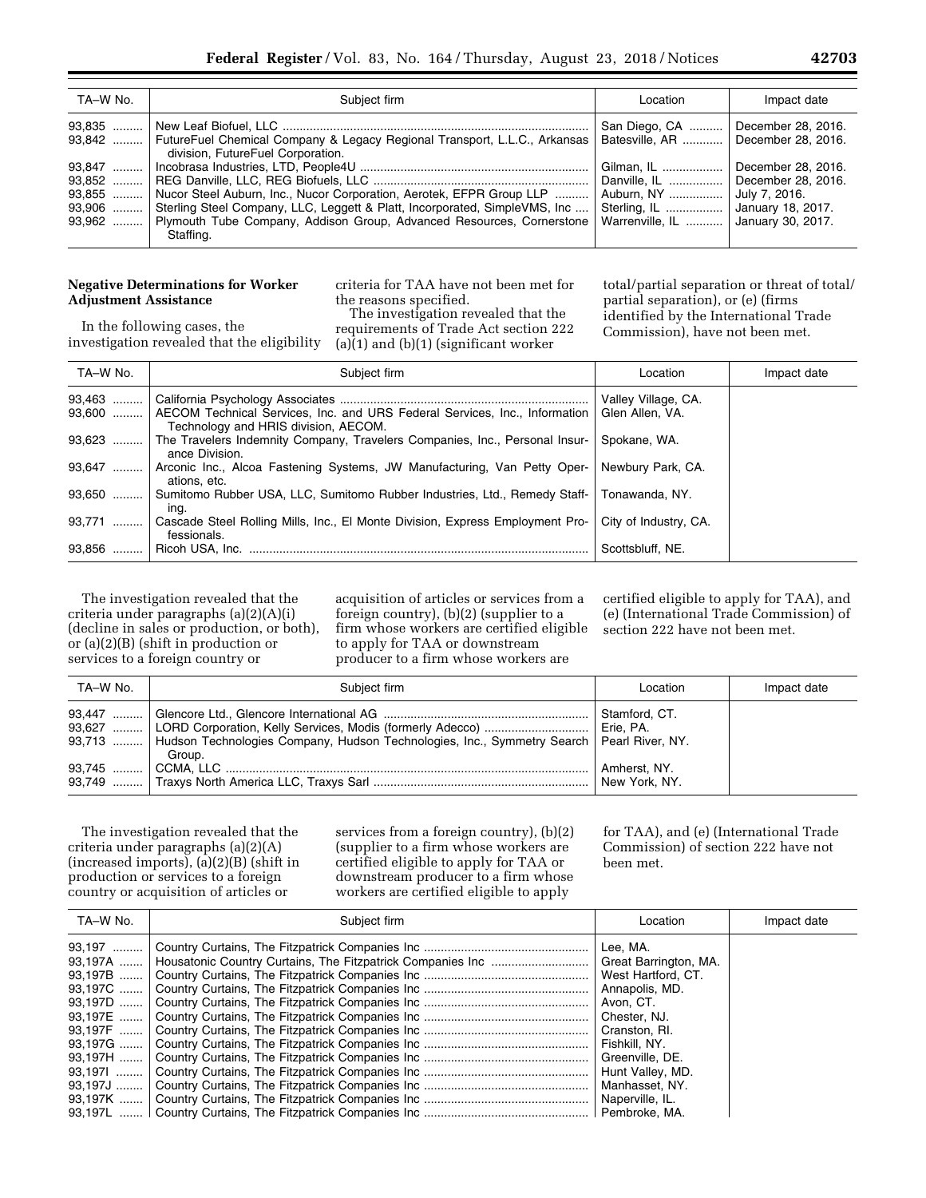| TA–W No. | Subject firm | Location | Impact date |
| --- | --- | --- | --- |
| 93,835 | New Leaf Biofuel, LLC | San Diego, CA | December 28, 2016. |
| 93,842 | FutureFuel Chemical Company & Legacy Regional Transport, L.L.C., Arkansas division, FutureFuel Corporation. | Batesville, AR | December 28, 2016. |
| 93,847 | Incobrasa Industries, LTD, People4U | Gilman, IL | December 28, 2016. |
| 93,852 | REG Danville, LLC, REG Biofuels, LLC | Danville, IL | December 28, 2016. |
| 93,855 | Nucor Steel Auburn, Inc., Nucor Corporation, Aerotek, EFPR Group LLP | Auburn, NY | July 7, 2016. |
| 93,906 | Sterling Steel Company, LLC, Leggett & Platt, Incorporated, SimpleVMS, Inc | Sterling, IL | January 18, 2017. |
| 93,962 | Plymouth Tube Company, Addison Group, Advanced Resources, Cornerstone Staffing. | Warrenville, IL | January 30, 2017. |

## Negative Determinations for Worker Adjustment Assistance

In the following cases, the investigation revealed that the eligibility criteria for TAA have not been met for the reasons specified.

The investigation revealed that the requirements of Trade Act section 222 (a)(1) and (b)(1) (significant worker total/partial separation or threat of total/partial separation), or (e) (firms identified by the International Trade Commission), have not been met.

| TA–W No. | Subject firm | Location | Impact date |
| --- | --- | --- | --- |
| 93,463 | California Psychology Associates | Valley Village, CA. | |
| 93,600 | AECOM Technical Services, Inc. and URS Federal Services, Inc., Information Technology and HRIS division, AECOM. | Glen Allen, VA. | |
| 93,623 | The Travelers Indemnity Company, Travelers Companies, Inc., Personal Insurance Division. | Spokane, WA. | |
| 93,647 | Arconic Inc., Alcoa Fastening Systems, JW Manufacturing, Van Petty Operations, etc. | Newbury Park, CA. | |
| 93,650 | Sumitomo Rubber USA, LLC, Sumitomo Rubber Industries, Ltd., Remedy Staffing. | Tonawanda, NY. | |
| 93,771 | Cascade Steel Rolling Mills, Inc., El Monte Division, Express Employment Professionals. | City of Industry, CA. | |
| 93,856 | Ricoh USA, Inc. | Scottsbluff, NE. | |

The investigation revealed that the criteria under paragraphs (a)(2)(A)(i) (decline in sales or production, or both), or (a)(2)(B) (shift in production or services to a foreign country or acquisition of articles or services from a foreign country), (b)(2) (supplier to a firm whose workers are certified eligible to apply for TAA or downstream producer to a firm whose workers are certified eligible to apply for TAA), and (e) (International Trade Commission) of section 222 have not been met.

| TA–W No. | Subject firm | Location | Impact date |
| --- | --- | --- | --- |
| 93,447 | Glencore Ltd., Glencore International AG | Stamford, CT. | |
| 93,627 | LORD Corporation, Kelly Services, Modis (formerly Adecco) | Erie, PA. | |
| 93,713 | Hudson Technologies Company, Hudson Technologies, Inc., Symmetry Search Group. | Pearl River, NY. | |
| 93,745 | CCMA, LLC | Amherst, NY. | |
| 93,749 | Traxys North America LLC, Traxys Sarl | New York, NY. | |

The investigation revealed that the criteria under paragraphs (a)(2)(A) (increased imports), (a)(2)(B) (shift in production or services to a foreign country or acquisition of articles or services from a foreign country), (b)(2) (supplier to a firm whose workers are certified eligible to apply for TAA or downstream producer to a firm whose workers are certified eligible to apply for TAA), and (e) (International Trade Commission) of section 222 have not been met.

| TA–W No. | Subject firm | Location | Impact date |
| --- | --- | --- | --- |
| 93,197 | Country Curtains, The Fitzpatrick Companies Inc | Lee, MA. | |
| 93,197A | Housatonic Country Curtains, The Fitzpatrick Companies Inc | Great Barrington, MA. | |
| 93,197B | Country Curtains, The Fitzpatrick Companies Inc | West Hartford, CT. | |
| 93,197C | Country Curtains, The Fitzpatrick Companies Inc | Annapolis, MD. | |
| 93,197D | Country Curtains, The Fitzpatrick Companies Inc | Avon, CT. | |
| 93,197E | Country Curtains, The Fitzpatrick Companies Inc | Chester, NJ. | |
| 93,197F | Country Curtains, The Fitzpatrick Companies Inc | Cranston, RI. | |
| 93,197G | Country Curtains, The Fitzpatrick Companies Inc | Fishkill, NY. | |
| 93,197H | Country Curtains, The Fitzpatrick Companies Inc | Greenville, DE. | |
| 93,197I | Country Curtains, The Fitzpatrick Companies Inc | Hunt Valley, MD. | |
| 93,197J | Country Curtains, The Fitzpatrick Companies Inc | Manhasset, NY. | |
| 93,197K | Country Curtains, The Fitzpatrick Companies Inc | Naperville, IL. | |
| 93,197L | Country Curtains, The Fitzpatrick Companies Inc | Pembroke, MA. | |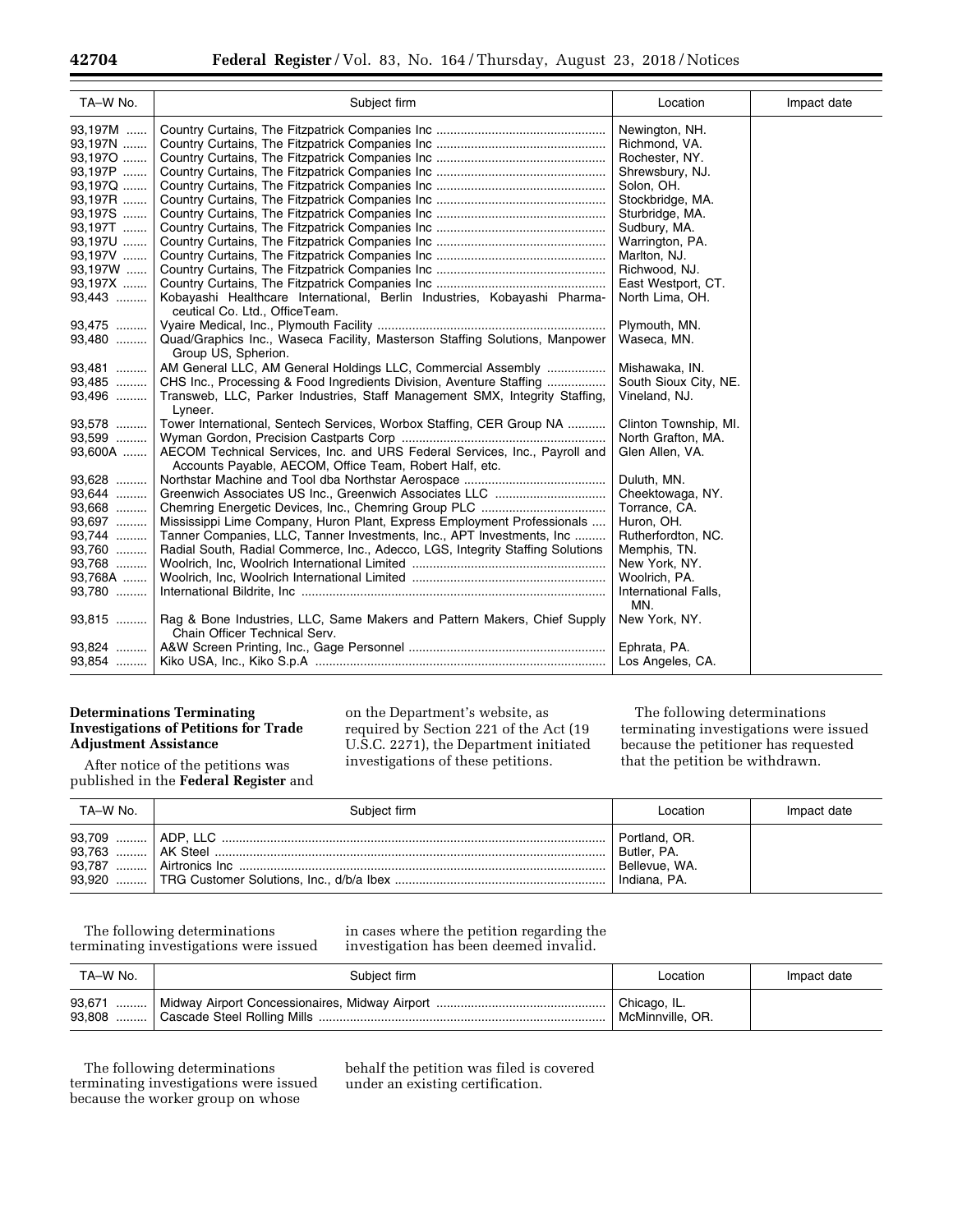| TA–W No. | Subject firm | Location | Impact date |
|---|---|---|---|
| 93,197M | Country Curtains, The Fitzpatrick Companies Inc | Newington, NH. | |
| 93,197N | Country Curtains, The Fitzpatrick Companies Inc | Richmond, VA. | |
| 93,197O | Country Curtains, The Fitzpatrick Companies Inc | Rochester, NY. | |
| 93,197P | Country Curtains, The Fitzpatrick Companies Inc | Shrewsbury, NJ. | |
| 93,197Q | Country Curtains, The Fitzpatrick Companies Inc | Solon, OH. | |
| 93,197R | Country Curtains, The Fitzpatrick Companies Inc | Stockbridge, MA. | |
| 93,197S | Country Curtains, The Fitzpatrick Companies Inc | Sturbridge, MA. | |
| 93,197T | Country Curtains, The Fitzpatrick Companies Inc | Sudbury, MA. | |
| 93,197U | Country Curtains, The Fitzpatrick Companies Inc | Warrington, PA. | |
| 93,197V | Country Curtains, The Fitzpatrick Companies Inc | Marlton, NJ. | |
| 93,197W | Country Curtains, The Fitzpatrick Companies Inc | Richwood, NJ. | |
| 93,197X | Country Curtains, The Fitzpatrick Companies Inc | East Westport, CT. | |
| 93,443 | Kobayashi Healthcare International, Berlin Industries, Kobayashi Pharmaceutical Co. Ltd., OfficeTeam. | North Lima, OH. | |
| 93,475 | Vyaire Medical, Inc., Plymouth Facility | Plymouth, MN. | |
| 93,480 | Quad/Graphics Inc., Waseca Facility, Masterson Staffing Solutions, Manpower Group US, Spherion. | Waseca, MN. | |
| 93,481 | AM General LLC, AM General Holdings LLC, Commercial Assembly | Mishawaka, IN. | |
| 93,485 | CHS Inc., Processing & Food Ingredients Division, Aventure Staffing | South Sioux City, NE. | |
| 93,496 | Transweb, LLC, Parker Industries, Staff Management SMX, Integrity Staffing, Lyneer. | Vineland, NJ. | |
| 93,578 | Tower International, Sentech Services, Worbox Staffing, CER Group NA | Clinton Township, MI. | |
| 93,599 | Wyman Gordon, Precision Castparts Corp | North Grafton, MA. | |
| 93,600A | AECOM Technical Services, Inc. and URS Federal Services, Inc., Payroll and Accounts Payable, AECOM, Office Team, Robert Half, etc. | Glen Allen, VA. | |
| 93,628 | Northstar Machine and Tool dba Northstar Aerospace | Duluth, MN. | |
| 93,644 | Greenwich Associates US Inc., Greenwich Associates LLC | Cheektowaga, NY. | |
| 93,668 | Chemring Energetic Devices, Inc., Chemring Group PLC | Torrance, CA. | |
| 93,697 | Mississippi Lime Company, Huron Plant, Express Employment Professionals | Huron, OH. | |
| 93,744 | Tanner Companies, LLC, Tanner Investments, Inc., APT Investments, Inc | Rutherfordton, NC. | |
| 93,760 | Radial South, Radial Commerce, Inc., Adecco, LGS, Integrity Staffing Solutions | Memphis, TN. | |
| 93,768 | Woolrich, Inc, Woolrich International Limited | New York, NY. | |
| 93,768A | Woolrich, Inc, Woolrich International Limited | Woolrich, PA. | |
| 93,780 | International Bildrite, Inc | International Falls, MN. | |
| 93,815 | Rag & Bone Industries, LLC, Same Makers and Pattern Makers, Chief Supply Chain Officer Technical Serv. | New York, NY. | |
| 93,824 | A&W Screen Printing, Inc., Gage Personnel | Ephrata, PA. | |
| 93,854 | Kiko USA, Inc., Kiko S.p.A | Los Angeles, CA. | |

**Determinations Terminating Investigations of Petitions for Trade Adjustment Assistance**

After notice of the petitions was published in the **Federal Register** and on the Department's website, as required by Section 221 of the Act (19 U.S.C. 2271), the Department initiated investigations of these petitions.

The following determinations terminating investigations were issued because the petitioner has requested that the petition be withdrawn.

| TA–W No. | Subject firm | Location | Impact date |
|---|---|---|---|
| 93,709 | ADP, LLC | Portland, OR. | |
| 93,763 | AK Steel | Butler, PA. | |
| 93,787 | Airtronics Inc | Bellevue, WA. | |
| 93,920 | TRG Customer Solutions, Inc., d/b/a Ibex | Indiana, PA. | |

The following determinations terminating investigations were issued in cases where the petition regarding the investigation has been deemed invalid.

| TA–W No. | Subject firm | Location | Impact date |
|---|---|---|---|
| 93,671 | Midway Airport Concessionaires, Midway Airport | Chicago, IL. | |
| 93,808 | Cascade Steel Rolling Mills | McMinnville, OR. | |

The following determinations terminating investigations were issued because the worker group on whose behalf the petition was filed is covered under an existing certification.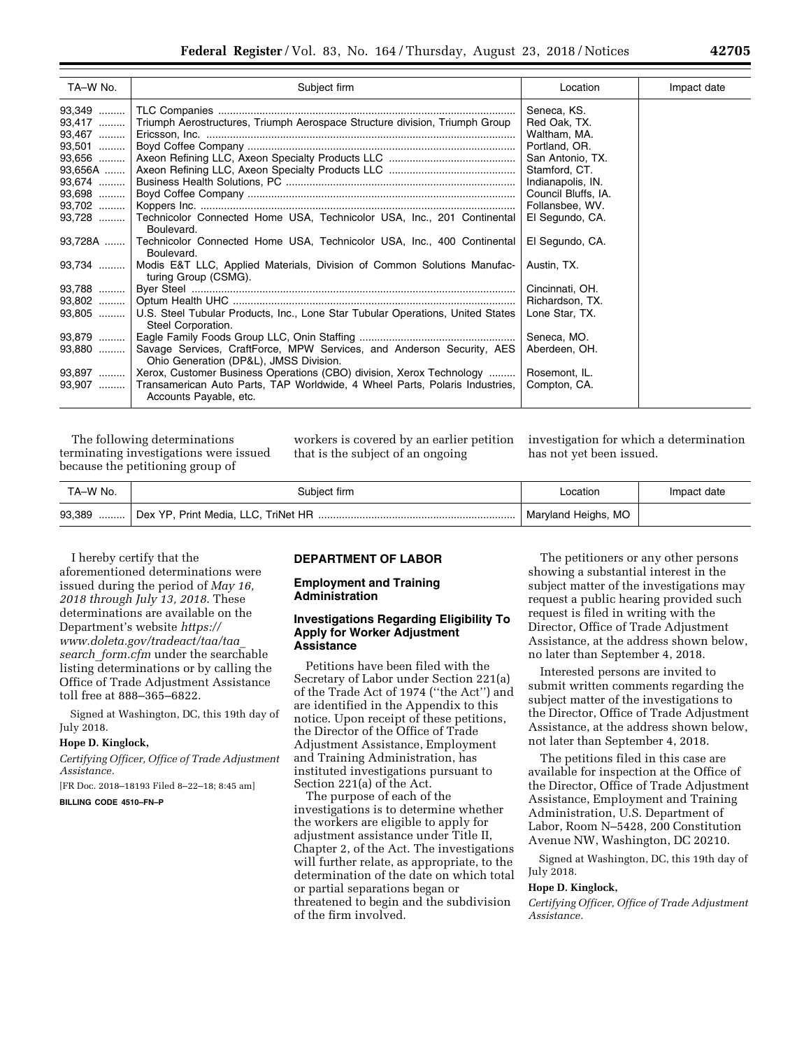| TA–W No. | Subject firm | Location | Impact date |
| --- | --- | --- | --- |
| 93,349 | TLC Companies | Seneca, KS. | |
| 93,417 | Triumph Aerostructures, Triumph Aerospace Structure division, Triumph Group | Red Oak, TX. | |
| 93,467 | Ericsson, Inc. | Waltham, MA. | |
| 93,501 | Boyd Coffee Company | Portland, OR. | |
| 93,656 | Axeon Refining LLC, Axeon Specialty Products LLC | San Antonio, TX. | |
| 93,656A | Axeon Refining LLC, Axeon Specialty Products LLC | Stamford, CT. | |
| 93,674 | Business Health Solutions, PC | Indianapolis, IN. | |
| 93,698 | Boyd Coffee Company | Council Bluffs, IA. | |
| 93,702 | Koppers Inc. | Follansbee, WV. | |
| 93,728 | Technicolor Connected Home USA, Technicolor USA, Inc., 201 Continental Boulevard. | El Segundo, CA. | |
| 93,728A | Technicolor Connected Home USA, Technicolor USA, Inc., 400 Continental Boulevard. | El Segundo, CA. | |
| 93,734 | Modis E&T LLC, Applied Materials, Division of Common Solutions Manufacturing Group (CSMG). | Austin, TX. | |
| 93,788 | Byer Steel | Cincinnati, OH. | |
| 93,802 | Optum Health UHC | Richardson, TX. | |
| 93,805 | U.S. Steel Tubular Products, Inc., Lone Star Tubular Operations, United States Steel Corporation. | Lone Star, TX. | |
| 93,879 | Eagle Family Foods Group LLC, Onin Staffing | Seneca, MO. | |
| 93,880 | Savage Services, CraftForce, MPW Services, and Anderson Security, AES Ohio Generation (DP&L), JMSS Division. | Aberdeen, OH. | |
| 93,897 | Xerox, Customer Business Operations (CBO) division, Xerox Technology | Rosemont, IL. | |
| 93,907 | Transamerican Auto Parts, TAP Worldwide, 4 Wheel Parts, Polaris Industries, Accounts Payable, etc. | Compton, CA. | |

The following determinations terminating investigations were issued because the petitioning group of workers is covered by an earlier petition that is the subject of an ongoing investigation for which a determination has not yet been issued.

| TA–W No. | Subject firm | Location | Impact date |
| --- | --- | --- | --- |
| 93,389 | Dex YP, Print Media, LLC, TriNet HR | Maryland Heighs, MO | |

I hereby certify that the aforementioned determinations were issued during the period of *May 16, 2018 through July 13, 2018*. These determinations are available on the Department's website *https://www.doleta.gov/tradeact/taa/taa_search_form.cfm* under the searchable listing determinations or by calling the Office of Trade Adjustment Assistance toll free at 888–365–6822.

Signed at Washington, DC, this 19th day of July 2018.

**Hope D. Kinglock,**

*Certifying Officer, Office of Trade Adjustment Assistance.*

[FR Doc. 2018–18193 Filed 8–22–18; 8:45 am]

**BILLING CODE 4510–FN–P**

## DEPARTMENT OF LABOR

### Employment and Training Administration

### Investigations Regarding Eligibility To Apply for Worker Adjustment Assistance

Petitions have been filed with the Secretary of Labor under Section 221(a) of the Trade Act of 1974 (''the Act'') and are identified in the Appendix to this notice. Upon receipt of these petitions, the Director of the Office of Trade Adjustment Assistance, Employment and Training Administration, has instituted investigations pursuant to Section 221(a) of the Act.

The purpose of each of the investigations is to determine whether the workers are eligible to apply for adjustment assistance under Title II, Chapter 2, of the Act. The investigations will further relate, as appropriate, to the determination of the date on which total or partial separations began or threatened to begin and the subdivision of the firm involved.

The petitioners or any other persons showing a substantial interest in the subject matter of the investigations may request a public hearing provided such request is filed in writing with the Director, Office of Trade Adjustment Assistance, at the address shown below, no later than September 4, 2018.

Interested persons are invited to submit written comments regarding the subject matter of the investigations to the Director, Office of Trade Adjustment Assistance, at the address shown below, not later than September 4, 2018.

The petitions filed in this case are available for inspection at the Office of the Director, Office of Trade Adjustment Assistance, Employment and Training Administration, U.S. Department of Labor, Room N–5428, 200 Constitution Avenue NW, Washington, DC 20210.

Signed at Washington, DC, this 19th day of July 2018.

**Hope D. Kinglock,**

*Certifying Officer, Office of Trade Adjustment Assistance.*